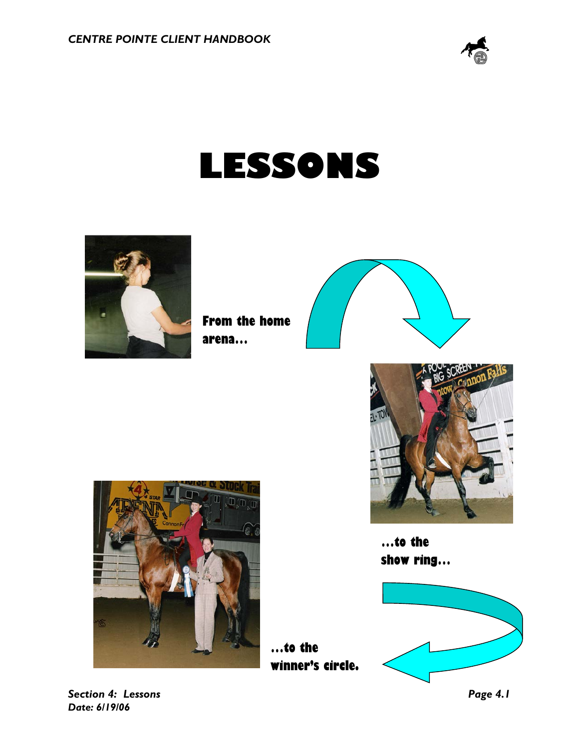# LESSONS

**From the home arena…**

**…to the show ring…**

**…to the winner's circle.**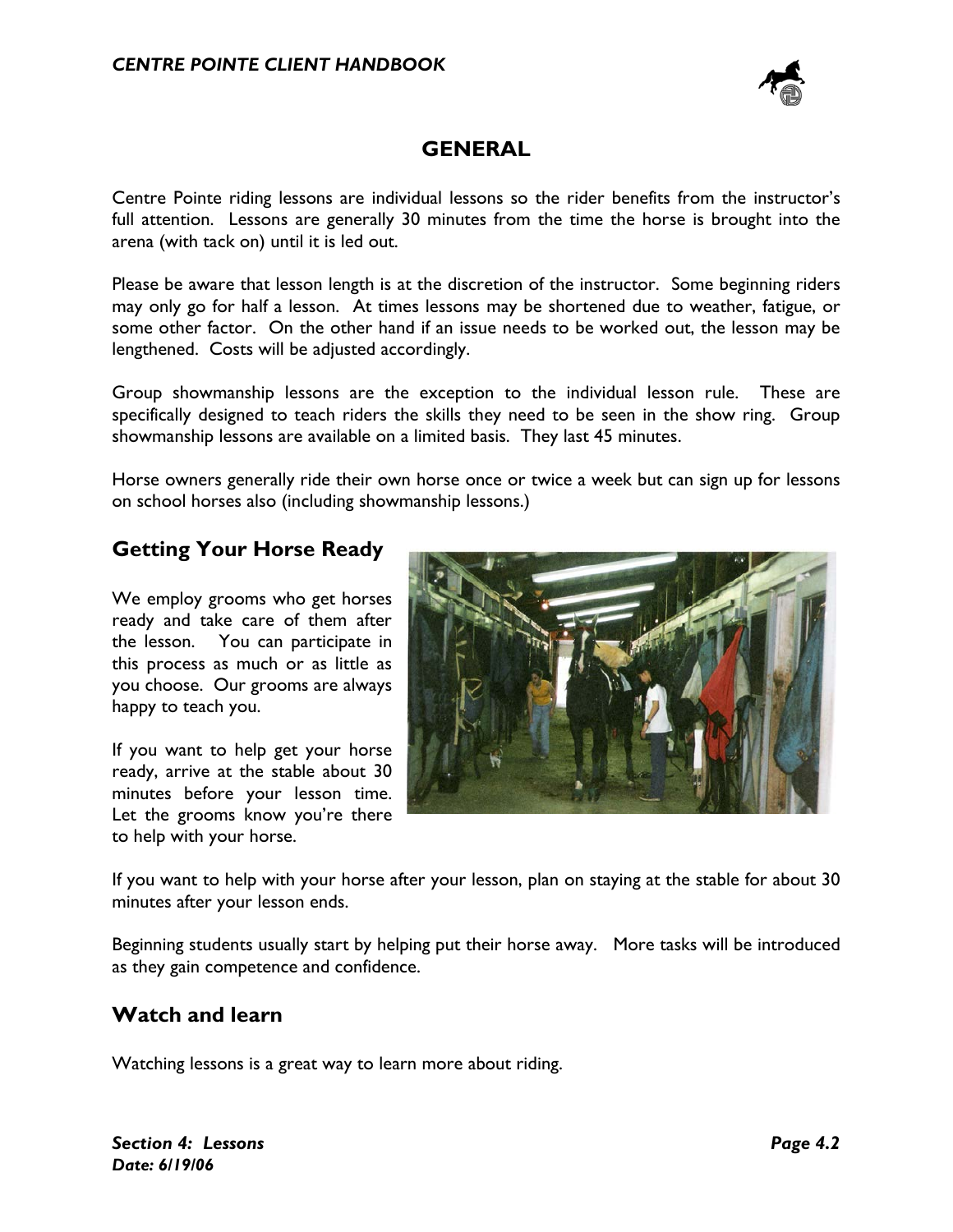# GENERAL

Centre Pointe riding lessons are individual lessons so the rider benefits from the instructor's full attention. Lessons are generally 30 minutes from the time the horse is brought into the arena (with tack on) until it is led out.

Please be aware that lesson length is at the discretion of the instructor. Some beginning riders may only go for half a lesson. At times lessons may be shortened due to weather, fatigue, or some other factor. On the other hand if an issue needs to be worked out, the lesson may be lengthened. Costs will be adjusted accordingly.

Group showmanship lessons are the exception to the individual lesson rule. These are specifically designed to teach riders the skills they need to be seen in the show ring. Group showmanship lessons are available on a limited basis. They last 45 minutes.

Horse owners generally ride their own horse once or twice a week but can sign up for lessons on school horses also (including showmanship lessons.)

## Getting Your Horse Ready

We employ grooms who get horses ready and take care of them after the lesson. You can participate in this process as much or as little as you choose. Our grooms are always happy to teach you.

If you want to help get your horse ready, arrive at the stable about 30 minutes before your lesson time. Let the grooms know you're there to help with your horse.

If you want to help with your horse after your lesson, plan on staying at the stable for about 30 minutes after your lesson ends.

Beginning students usually start by helping put their horse away. More tasks will be introduced as they gain competence and confidence.

## Watch and learn

Watching lessons is a great way to learn more about riding.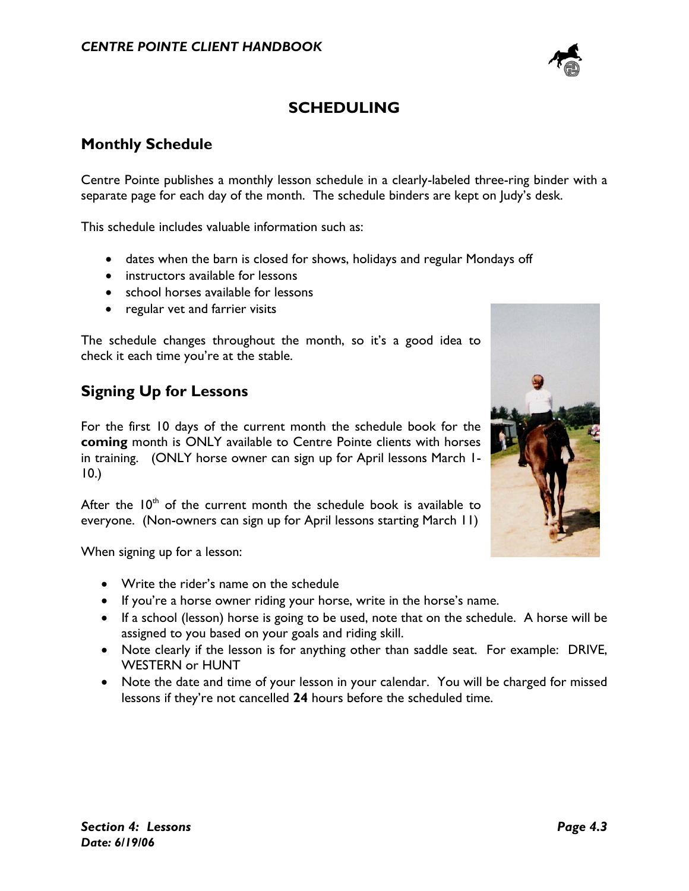# SCHEDULING

## Monthly Schedule

Centre Pointe publishes a monthly lesson schedule in a clearly-labeled three-ring binder with a separate page for each day of the month. The schedule binders are kept on Judy's desk.

This schedule includes valuable information such as:

- dates when the barn is closed for shows, holidays and regular Mondays off
- instructors available for lessons
- school horses available for lessons
- regular vet and farrier visits

The schedule changes throughout the month, so it's a good idea to check it each time you're at the stable.

## Signing Up for Lessons

For the first 10 days of the current month the schedule book for the **coming** month is ONLY available to Centre Pointe clients with horses in training. (ONLY horse owner can sign up for April lessons March 1-10.)

After the 10th of the current month the schedule book is available to everyone. (Non-owners can sign up for April lessons starting March 11)

When signing up for a lesson:

- Write the rider's name on the schedule
- If you're a horse owner riding your horse, write in the horse's name.
- If a school (lesson) horse is going to be used, note that on the schedule. A horse will be assigned to you based on your goals and riding skill.
- Note clearly if the lesson is for anything other than saddle seat. For example: DRIVE, WESTERN or HUNT
- Note the date and time of your lesson in your calendar. You will be charged for missed lessons if they're not cancelled **24** hours before the scheduled time.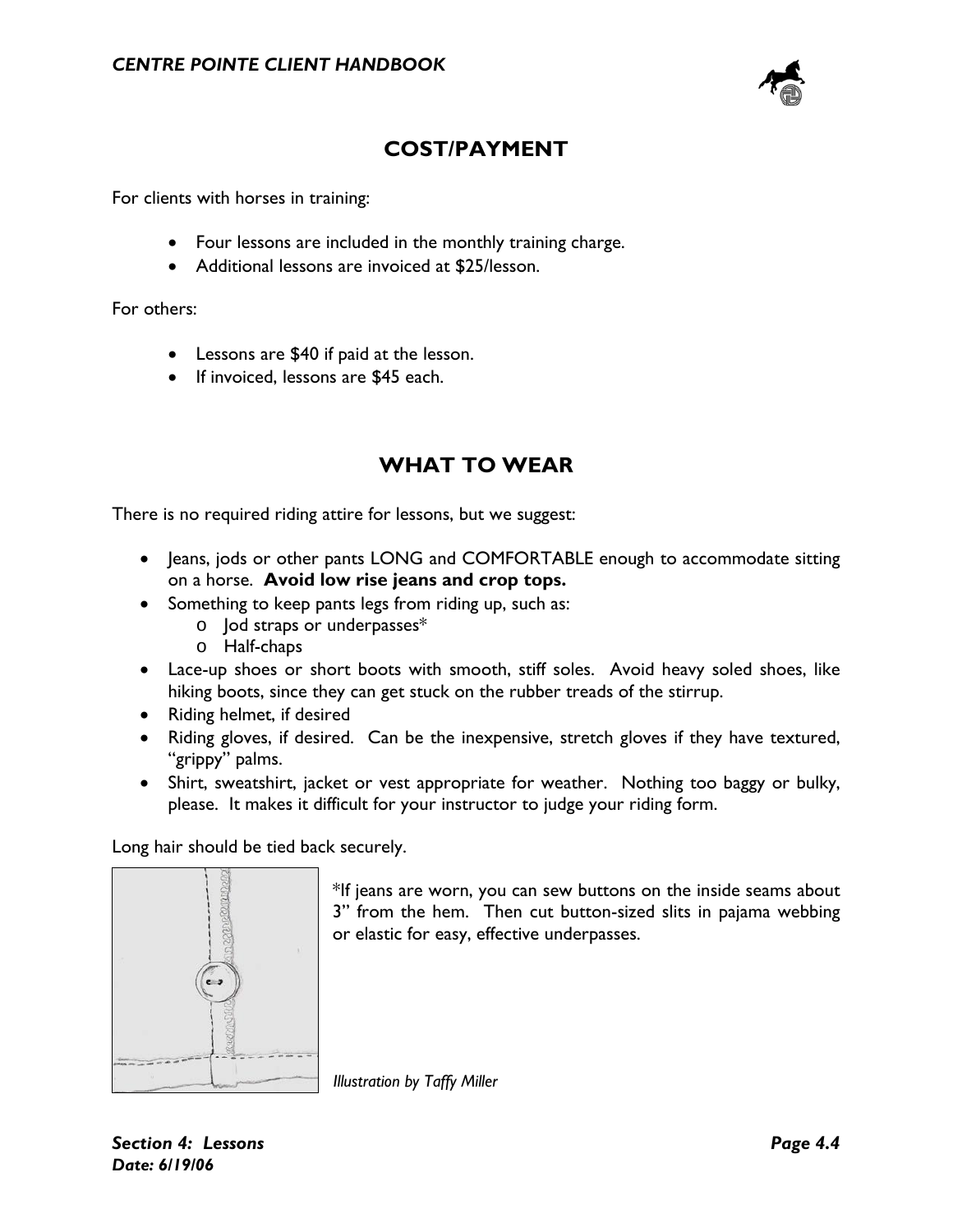## COST/PAYMENT

For clients with horses in training:

- Four lessons are included in the monthly training charge.
- Additional lessons are invoiced at $25/lesson.

For others:

- Lessons are $40 if paid at the lesson.
- If invoiced, lessons are $45 each.

## WHAT TO WEAR

There is no required riding attire for lessons, but we suggest:

- Jeans, jods or other pants LONG and COMFORTABLE enough to accommodate sitting on a horse. **Avoid low rise jeans and crop tops.**
- Something to keep pants legs from riding up, such as:
  - Jod straps or underpasses*
  - Half-chaps
- Lace-up shoes or short boots with smooth, stiff soles. Avoid heavy soled shoes, like hiking boots, since they can get stuck on the rubber treads of the stirrup.
- Riding helmet, if desired
- Riding gloves, if desired. Can be the inexpensive, stretch gloves if they have textured, "grippy" palms.
- Shirt, sweatshirt, jacket or vest appropriate for weather. Nothing too baggy or bulky, please. It makes it difficult for your instructor to judge your riding form.

Long hair should be tied back securely.

*If jeans are worn, you can sew buttons on the inside seams about 3" from the hem. Then cut button-sized slits in pajama webbing or elastic for easy, effective underpasses.

*Illustration by Taffy Miller*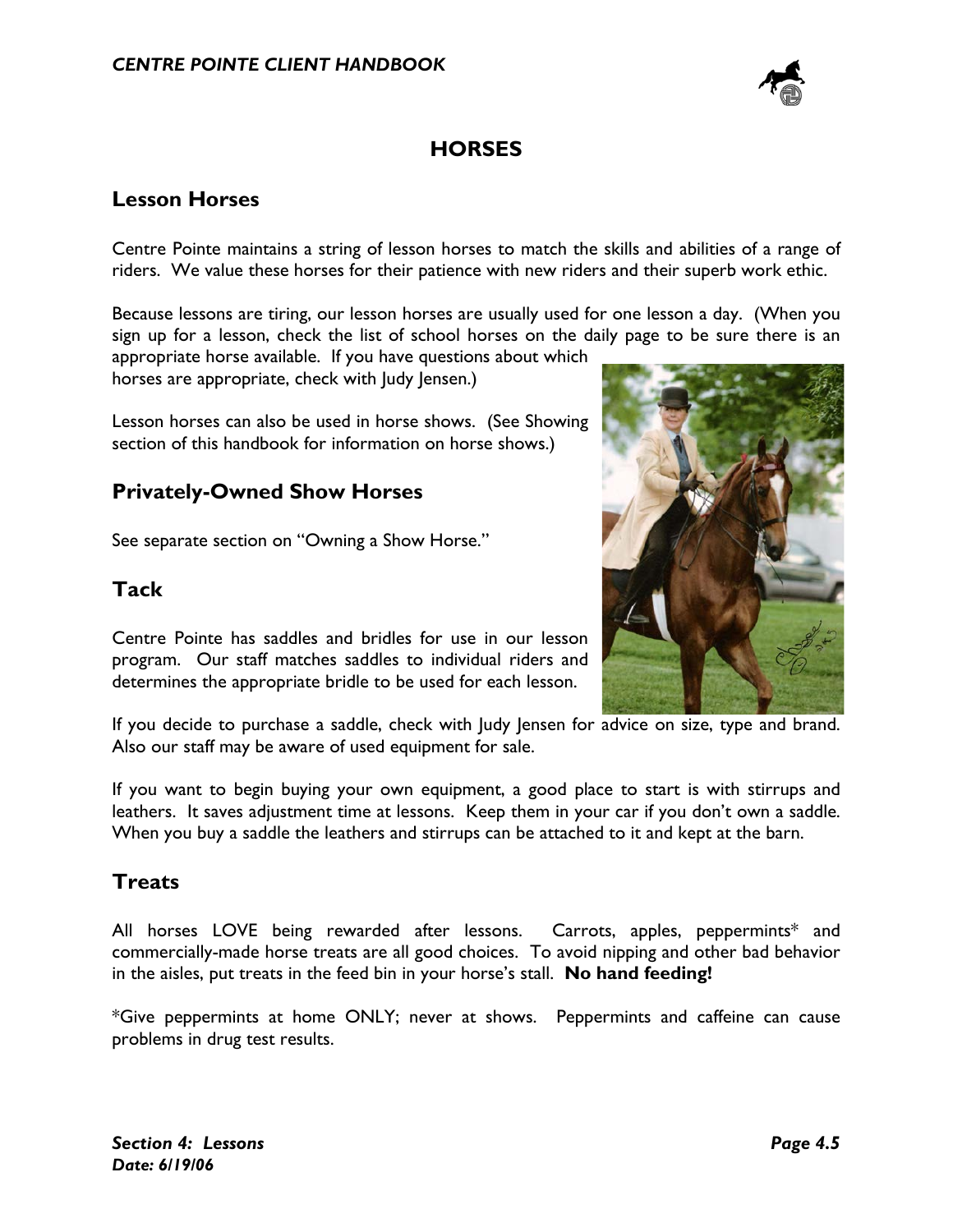# HORSES

## Lesson Horses

Centre Pointe maintains a string of lesson horses to match the skills and abilities of a range of riders. We value these horses for their patience with new riders and their superb work ethic.

Because lessons are tiring, our lesson horses are usually used for one lesson a day. (When you sign up for a lesson, check the list of school horses on the daily page to be sure there is an appropriate horse available. If you have questions about which horses are appropriate, check with Judy Jensen.)

Lesson horses can also be used in horse shows. (See Showing section of this handbook for information on horse shows.)

## Privately-Owned Show Horses

See separate section on "Owning a Show Horse."

## Tack

Centre Pointe has saddles and bridles for use in our lesson program. Our staff matches saddles to individual riders and determines the appropriate bridle to be used for each lesson.

If you decide to purchase a saddle, check with Judy Jensen for advice on size, type and brand. Also our staff may be aware of used equipment for sale.

If you want to begin buying your own equipment, a good place to start is with stirrups and leathers. It saves adjustment time at lessons. Keep them in your car if you don't own a saddle. When you buy a saddle the leathers and stirrups can be attached to it and kept at the barn.

## Treats

All horses LOVE being rewarded after lessons. Carrots, apples, peppermints* and commercially-made horse treats are all good choices. To avoid nipping and other bad behavior in the aisles, put treats in the feed bin in your horse's stall. **No hand feeding!**

*Give peppermints at home ONLY; never at shows. Peppermints and caffeine can cause problems in drug test results.